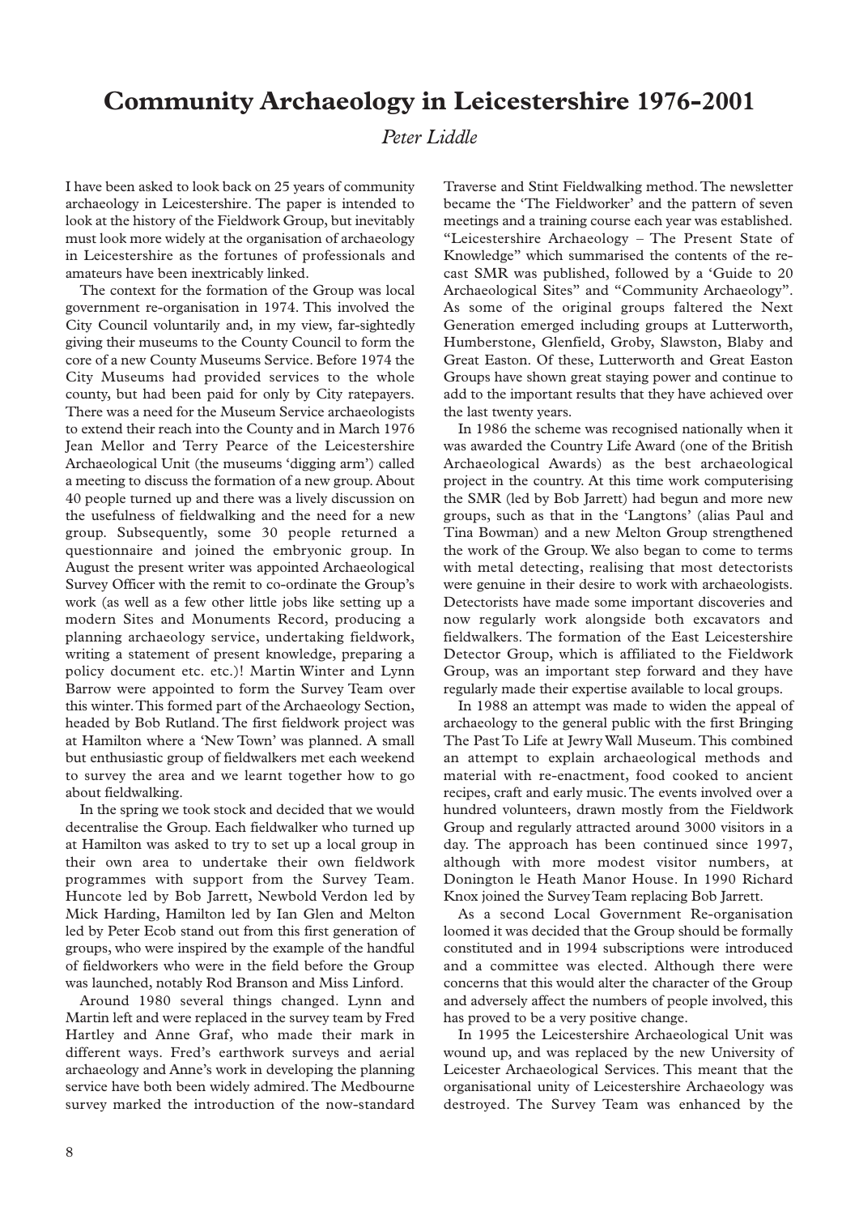# Community Archaeology in Leicestershire 1976-2001

*Peter Liddle*

I have been asked to look back on 25 years of community archaeology in Leicestershire. The paper is intended to look at the history of the Fieldwork Group, but inevitably must look more widely at the organisation of archaeology in Leicestershire as the fortunes of professionals and amateurs have been inextricably linked.

The context for the formation of the Group was local government re-organisation in 1974. This involved the City Council voluntarily and, in my view, far-sightedly giving their museums to the County Council to form the core of a new County Museums Service. Before 1974 the City Museums had provided services to the whole county, but had been paid for only by City ratepayers. There was a need for the Museum Service archaeologists to extend their reach into the County and in March 1976 Jean Mellor and Terry Pearce of the Leicestershire Archaeological Unit (the museums 'digging arm') called a meeting to discuss the formation of a new group. About 40 people turned up and there was a lively discussion on the usefulness of fieldwalking and the need for a new group. Subsequently, some 30 people returned a questionnaire and joined the embryonic group. In August the present writer was appointed Archaeological Survey Officer with the remit to co-ordinate the Group's work (as well as a few other little jobs like setting up a modern Sites and Monuments Record, producing a planning archaeology service, undertaking fieldwork, writing a statement of present knowledge, preparing a policy document etc. etc.)! Martin Winter and Lynn Barrow were appointed to form the Survey Team over this winter. This formed part of the Archaeology Section, headed by Bob Rutland. The first fieldwork project was at Hamilton where a 'New Town' was planned. A small but enthusiastic group of fieldwalkers met each weekend to survey the area and we learnt together how to go about fieldwalking.

In the spring we took stock and decided that we would decentralise the Group. Each fieldwalker who turned up at Hamilton was asked to try to set up a local group in their own area to undertake their own fieldwork programmes with support from the Survey Team. Huncote led by Bob Jarrett, Newbold Verdon led by Mick Harding, Hamilton led by Ian Glen and Melton led by Peter Ecob stand out from this first generation of groups, who were inspired by the example of the handful of fieldworkers who were in the field before the Group was launched, notably Rod Branson and Miss Linford.

Around 1980 several things changed. Lynn and Martin left and were replaced in the survey team by Fred Hartley and Anne Graf, who made their mark in different ways. Fred's earthwork surveys and aerial archaeology and Anne's work in developing the planning service have both been widely admired. The Medbourne survey marked the introduction of the now-standard Traverse and Stint Fieldwalking method. The newsletter became the 'The Fieldworker' and the pattern of seven meetings and a training course each year was established. "Leicestershire Archaeology – The Present State of Knowledge" which summarised the contents of the re-cast SMR was published, followed by a 'Guide to 20 Archaeological Sites" and "Community Archaeology". As some of the original groups faltered the Next Generation emerged including groups at Lutterworth, Humberstone, Glenfield, Groby, Slawston, Blaby and Great Easton. Of these, Lutterworth and Great Easton Groups have shown great staying power and continue to add to the important results that they have achieved over the last twenty years.

In 1986 the scheme was recognised nationally when it was awarded the Country Life Award (one of the British Archaeological Awards) as the best archaeological project in the country. At this time work computerising the SMR (led by Bob Jarrett) had begun and more new groups, such as that in the 'Langtons' (alias Paul and Tina Bowman) and a new Melton Group strengthened the work of the Group. We also began to come to terms with metal detecting, realising that most detectorists were genuine in their desire to work with archaeologists. Detectorists have made some important discoveries and now regularly work alongside both excavators and fieldwalkers. The formation of the East Leicestershire Detector Group, which is affiliated to the Fieldwork Group, was an important step forward and they have regularly made their expertise available to local groups.

In 1988 an attempt was made to widen the appeal of archaeology to the general public with the first Bringing The Past To Life at Jewry Wall Museum. This combined an attempt to explain archaeological methods and material with re-enactment, food cooked to ancient recipes, craft and early music. The events involved over a hundred volunteers, drawn mostly from the Fieldwork Group and regularly attracted around 3000 visitors in a day. The approach has been continued since 1997, although with more modest visitor numbers, at Donington le Heath Manor House. In 1990 Richard Knox joined the Survey Team replacing Bob Jarrett.

As a second Local Government Re-organisation loomed it was decided that the Group should be formally constituted and in 1994 subscriptions were introduced and a committee was elected. Although there were concerns that this would alter the character of the Group and adversely affect the numbers of people involved, this has proved to be a very positive change.

In 1995 the Leicestershire Archaeological Unit was wound up, and was replaced by the new University of Leicester Archaeological Services. This meant that the organisational unity of Leicestershire Archaeology was destroyed. The Survey Team was enhanced by the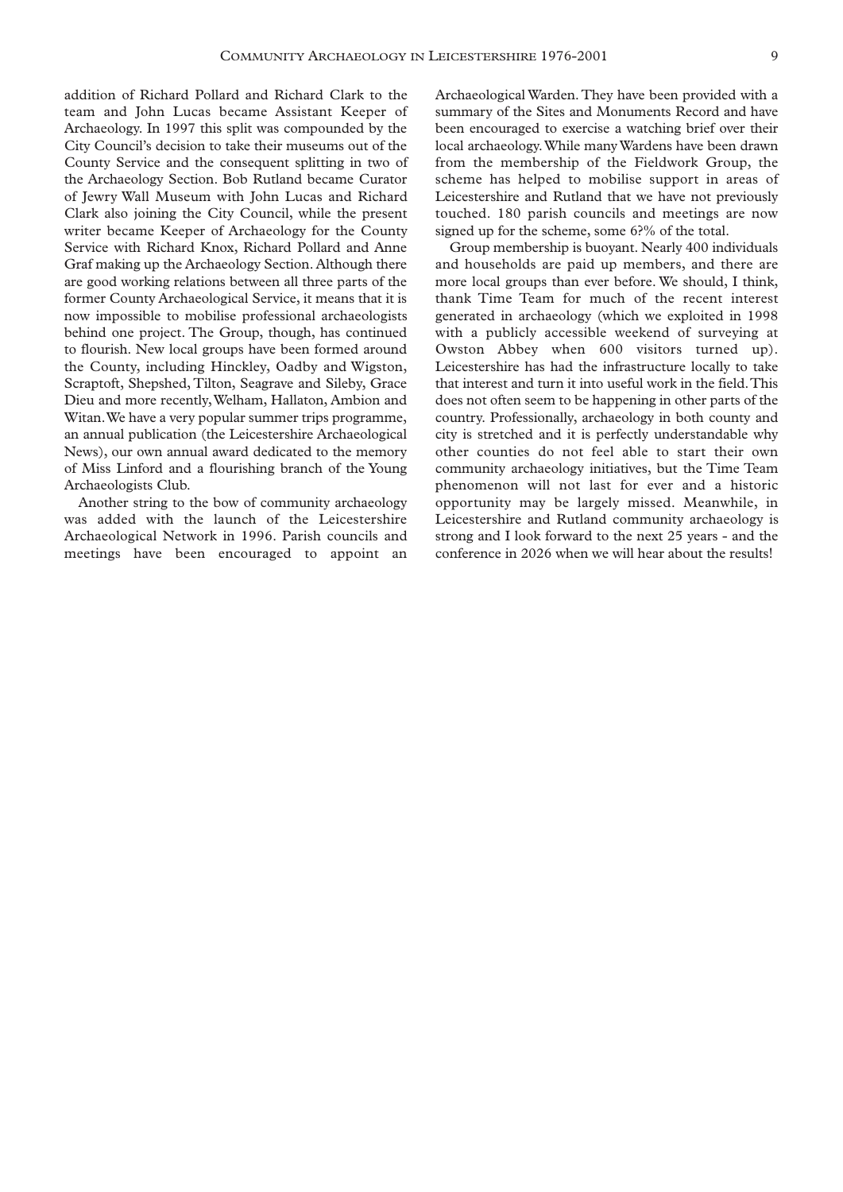addition of Richard Pollard and Richard Clark to the team and John Lucas became Assistant Keeper of Archaeology. In 1997 this split was compounded by the City Council's decision to take their museums out of the County Service and the consequent splitting in two of the Archaeology Section. Bob Rutland became Curator of Jewry Wall Museum with John Lucas and Richard Clark also joining the City Council, while the present writer became Keeper of Archaeology for the County Service with Richard Knox, Richard Pollard and Anne Graf making up the Archaeology Section. Although there are good working relations between all three parts of the former County Archaeological Service, it means that it is now impossible to mobilise professional archaeologists behind one project. The Group, though, has continued to flourish. New local groups have been formed around the County, including Hinckley, Oadby and Wigston, Scraptoft, Shepshed, Tilton, Seagrave and Sileby, Grace Dieu and more recently, Welham, Hallaton, Ambion and Witan. We have a very popular summer trips programme, an annual publication (the Leicestershire Archaeological News), our own annual award dedicated to the memory of Miss Linford and a flourishing branch of the Young Archaeologists Club.

Another string to the bow of community archaeology was added with the launch of the Leicestershire Archaeological Network in 1996. Parish councils and meetings have been encouraged to appoint an Archaeological Warden. They have been provided with a summary of the Sites and Monuments Record and have been encouraged to exercise a watching brief over their local archaeology. While many Wardens have been drawn from the membership of the Fieldwork Group, the scheme has helped to mobilise support in areas of Leicestershire and Rutland that we have not previously touched. 180 parish councils and meetings are now signed up for the scheme, some 6?% of the total.

Group membership is buoyant. Nearly 400 individuals and households are paid up members, and there are more local groups than ever before. We should, I think, thank Time Team for much of the recent interest generated in archaeology (which we exploited in 1998 with a publicly accessible weekend of surveying at Owston Abbey when 600 visitors turned up). Leicestershire has had the infrastructure locally to take that interest and turn it into useful work in the field. This does not often seem to be happening in other parts of the country. Professionally, archaeology in both county and city is stretched and it is perfectly understandable why other counties do not feel able to start their own community archaeology initiatives, but the Time Team phenomenon will not last for ever and a historic opportunity may be largely missed. Meanwhile, in Leicestershire and Rutland community archaeology is strong and I look forward to the next 25 years - and the conference in 2026 when we will hear about the results!